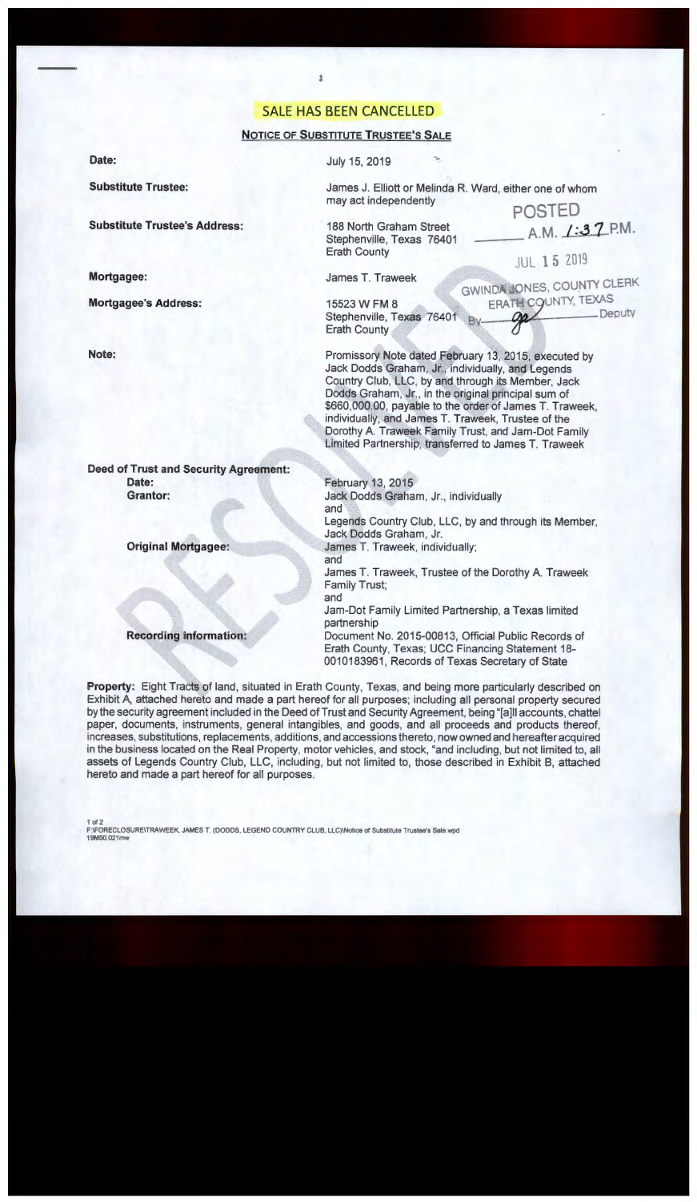SALE HAS BEEN CANCELLED

## NOTICE OF SUBSTITUTE TRUSTEE'S SALE

POSTED
A.M. 1:37 P.M.
JUL 15 2019
GWINDA JONES, COUNTY CLERK
ERATH COUNTY, TEXAS
By ______ Deputy

RESOLVED

**Date:** July 15, 2019

**Substitute Trustee:** James J. Elliott or Melinda R. Ward, either one of whom may act independently

**Substitute Trustee's Address:** 188 North Graham Street, Stephenville, Texas 76401, Erath County

**Mortgagee:** James T. Traweek

**Mortgagee's Address:** 15523 W FM 8, Stephenville, Texas 76401, Erath County

**Note:** Promissory Note dated February 13, 2015, executed by Jack Dodds Graham, Jr., individually, and Legends Country Club, LLC, by and through its Member, Jack Dodds Graham, Jr., in the original principal sum of $660,000.00, payable to the order of James T. Traweek, individually, and James T. Traweek, Trustee of the Dorothy A. Traweek Family Trust, and Jam-Dot Family Limited Partnership, transferred to James T. Traweek

**Deed of Trust and Security Agreement:**

- **Date:** February 13, 2015
- **Grantor:** Jack Dodds Graham, Jr., individually and Legends Country Club, LLC, by and through its Member, Jack Dodds Graham, Jr.
- **Original Mortgagee:** James T. Traweek, individually; and James T. Traweek, Trustee of the Dorothy A. Traweek Family Trust; and Jam-Dot Family Limited Partnership, a Texas limited partnership
- **Recording information:** Document No. 2015-00813, Official Public Records of Erath County, Texas; UCC Financing Statement 18-0010183961, Records of Texas Secretary of State

**Property:** Eight Tracts of land, situated in Erath County, Texas, and being more particularly described on Exhibit A, attached hereto and made a part hereof for all purposes; including all personal property secured by the security agreement included in the Deed of Trust and Security Agreement, being "[a]ll accounts, chattel paper, documents, instruments, general intangibles, and goods, and all proceeds and products thereof, increases, substitutions, replacements, additions, and accessions thereto, now owned and hereafter acquired in the business located on the Real Property, motor vehicles, and stock, "and including, but not limited to, all assets of Legends Country Club, LLC, including, but not limited to, those described in Exhibit B, attached hereto and made a part hereof for all purposes.

F:\FORECLOSURE\TRAWEEK, JAMES T. (DODDS, LEGEND COUNTRY CLUB, LLC)\Notice of Substitute Trustee's Sale.wpd
19M50.021mw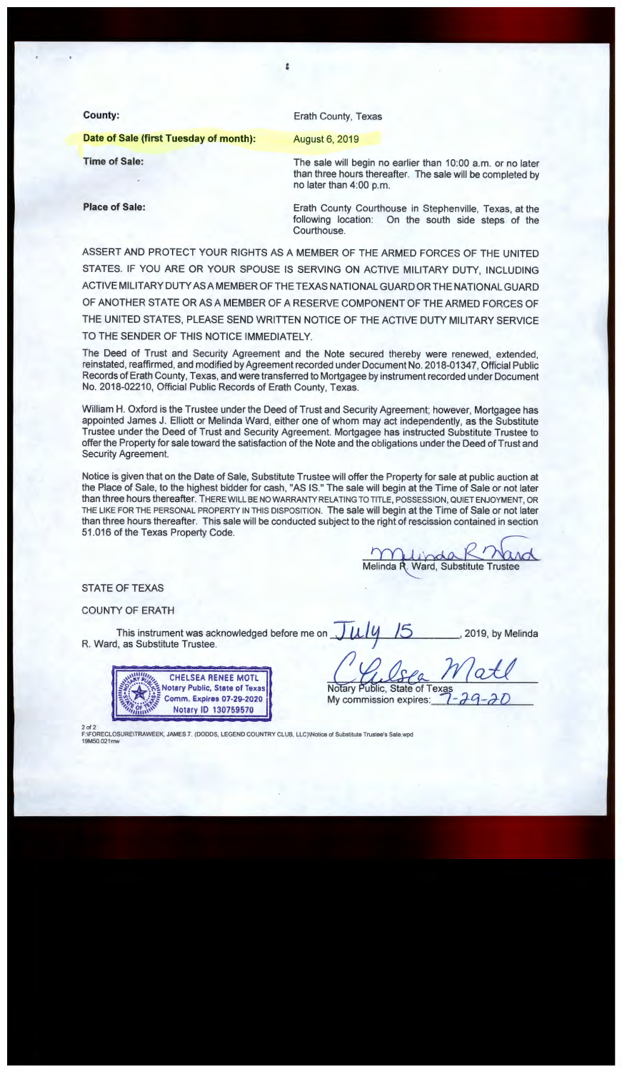| | |
|---|---|
| **County:** | Erath County, Texas |
| **Date of Sale (first Tuesday of month):** | August 6, 2019 |
| **Time of Sale:** | The sale will begin no earlier than 10:00 a.m. or no later than three hours thereafter. The sale will be completed by no later than 4:00 p.m. |
| **Place of Sale:** | Erath County Courthouse in Stephenville, Texas, at the following location: On the south side steps of the Courthouse. |

ASSERT AND PROTECT YOUR RIGHTS AS A MEMBER OF THE ARMED FORCES OF THE UNITED STATES. IF YOU ARE OR YOUR SPOUSE IS SERVING ON ACTIVE MILITARY DUTY, INCLUDING ACTIVE MILITARY DUTY AS A MEMBER OF THE TEXAS NATIONAL GUARD OR THE NATIONAL GUARD OF ANOTHER STATE OR AS A MEMBER OF A RESERVE COMPONENT OF THE ARMED FORCES OF THE UNITED STATES, PLEASE SEND WRITTEN NOTICE OF THE ACTIVE DUTY MILITARY SERVICE TO THE SENDER OF THIS NOTICE IMMEDIATELY.

The Deed of Trust and Security Agreement and the Note secured thereby were renewed, extended, reinstated, reaffirmed, and modified by Agreement recorded under Document No. 2018-01347, Official Public Records of Erath County, Texas, and were transferred to Mortgagee by instrument recorded under Document No. 2018-02210, Official Public Records of Erath County, Texas.

William H. Oxford is the Trustee under the Deed of Trust and Security Agreement; however, Mortgagee has appointed James J. Elliott or Melinda Ward, either one of whom may act independently, as the Substitute Trustee under the Deed of Trust and Security Agreement. Mortgagee has instructed Substitute Trustee to offer the Property for sale toward the satisfaction of the Note and the obligations under the Deed of Trust and Security Agreement.

Notice is given that on the Date of Sale, Substitute Trustee will offer the Property for sale at public auction at the Place of Sale, to the highest bidder for cash, "AS IS." The sale will begin at the Time of Sale or not later than three hours thereafter. THERE WILL BE NO WARRANTY RELATING TO TITLE, POSSESSION, QUIET ENJOYMENT, OR THE LIKE FOR THE PERSONAL PROPERTY IN THIS DISPOSITION. The sale will begin at the Time of Sale or not later than three hours thereafter. This sale will be conducted subject to the right of rescission contained in section 51.016 of the Texas Property Code.

Melinda R. Ward

Melinda R. Ward, Substitute Trustee

STATE OF TEXAS

COUNTY OF ERATH

This instrument was acknowledged before me on July 15, 2019, by Melinda R. Ward, as Substitute Trustee.

CHELSEA RENEE MOTL
Notary Public, State of Texas
Comm. Expires 07-29-2020
Notary ID 130759570

Chelsea Motl

Notary Public, State of Texas
My commission expires: 7-29-20

F:\FORECLOSURE\TRAWEEK, JAMES T. (DODDS, LEGEND COUNTRY CLUB, LLC)\Notice of Substitute Trustee's Sale.wpd
19M50.021mw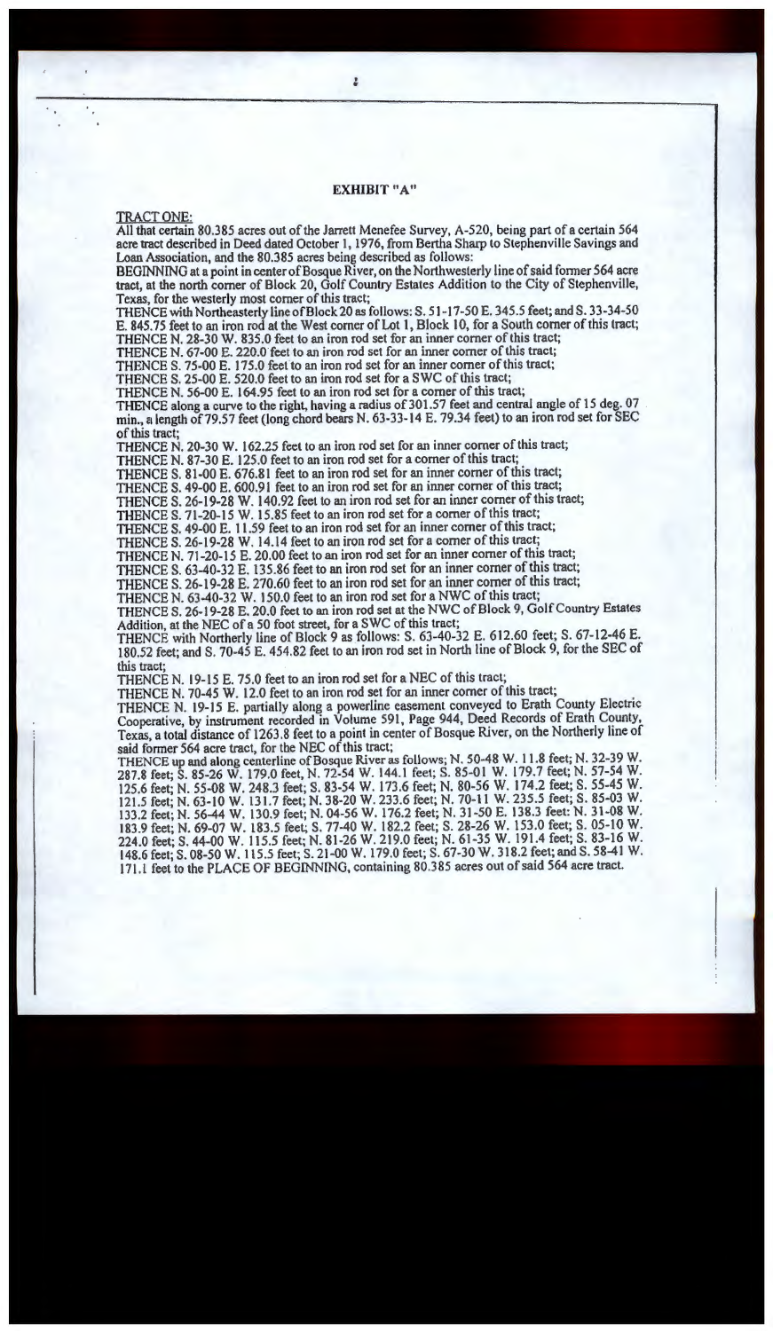# EXHIBIT "A"

TRACT ONE:

All that certain 80.385 acres out of the Jarrett Menefee Survey, A-520, being part of a certain 564 acre tract described in Deed dated October 1, 1976, from Bertha Sharp to Stephenville Savings and Loan Association, and the 80.385 acres being described as follows:

BEGINNING at a point in center of Bosque River, on the Northwesterly line of said former 564 acre tract, at the north corner of Block 20, Golf Country Estates Addition to the City of Stephenville, Texas, for the westerly most corner of this tract;

THENCE with Northeasterly line of Block 20 as follows: S. 51-17-50 E. 345.5 feet; and S. 33-34-50 E. 845.75 feet to an iron rod at the West corner of Lot 1, Block 10, for a South corner of this tract;

THENCE N. 28-30 W. 835.0 feet to an iron rod set for an inner corner of this tract;

THENCE N. 67-00 E. 220.0 feet to an iron rod set for an inner corner of this tract;

THENCE S. 75-00 E. 175.0 feet to an iron rod set for an inner corner of this tract;

THENCE S. 25-00 E. 520.0 feet to an iron rod set for a SWC of this tract;

THENCE N. 56-00 E. 164.95 feet to an iron rod set for a corner of this tract;

THENCE along a curve to the right, having a radius of 301.57 feet and central angle of 15 deg. 07 min., a length of 79.57 feet (long chord bears N. 63-33-14 E. 79.34 feet) to an iron rod set for SEC of this tract;

THENCE N. 20-30 W. 162.25 feet to an iron rod set for an inner corner of this tract;

THENCE N. 87-30 E. 125.0 feet to an iron rod set for a corner of this tract;

THENCE S. 81-00 E. 676.81 feet to an iron rod set for an inner corner of this tract;

THENCE S. 49-00 E. 600.91 feet to an iron rod set for an inner corner of this tract;

THENCE S. 26-19-28 W. 140.92 feet to an iron rod set for an inner corner of this tract;

THENCE S. 71-20-15 W. 15.85 feet to an iron rod set for a corner of this tract;

THENCE S. 49-00 E. 11.59 feet to an iron rod set for an inner corner of this tract;

THENCE S. 26-19-28 W. 14.14 feet to an iron rod set for a corner of this tract;

THENCE N. 71-20-15 E. 20.00 feet to an iron rod set for an inner corner of this tract;

THENCE S. 63-40-32 E. 135.86 feet to an iron rod set for an inner corner of this tract;

THENCE S. 26-19-28 E. 270.60 feet to an iron rod set for an inner corner of this tract;

THENCE N. 63-40-32 W. 150.0 feet to an iron rod set for a NWC of this tract;

THENCE S. 26-19-28 E. 20.0 feet to an iron rod set at the NWC of Block 9, Golf Country Estates Addition, at the NEC of a 50 foot street, for a SWC of this tract;

THENCE with Northerly line of Block 9 as follows: S. 63-40-32 E. 612.60 feet; S. 67-12-46 E. 180.52 feet; and S. 70-45 E. 454.82 feet to an iron rod set in North line of Block 9, for the SEC of this tract;

THENCE N. 19-15 E. 75.0 feet to an iron rod set for a NEC of this tract;

THENCE N. 70-45 W. 12.0 feet to an iron rod set for an inner corner of this tract;

THENCE N. 19-15 E. partially along a powerline easement conveyed to Erath County Electric Cooperative, by instrument recorded in Volume 591, Page 944, Deed Records of Erath County, Texas, a total distance of 1263.8 feet to a point in center of Bosque River, on the Northerly line of said former 564 acre tract, for the NEC of this tract;

THENCE up and along centerline of Bosque River as follows; N. 50-48 W. 11.8 feet; N. 32-39 W. 287.8 feet; S. 85-26 W. 179.0 feet, N. 72-54 W. 144.1 feet; S. 85-01 W. 179.7 feet; N. 57-54 W. 125.6 feet; N. 55-08 W. 248.3 feet; S. 83-54 W. 173.6 feet; N. 80-56 W. 174.2 feet; S. 55-45 W. 121.5 feet; N. 63-10 W. 131.7 feet; N. 38-20 W. 233.6 feet; N. 70-11 W. 235.5 feet; S. 85-03 W. 133.2 feet; N. 56-44 W. 130.9 feet; N. 04-56 W. 176.2 feet; N. 31-50 E. 138.3 feet: N. 31-08 W. 183.9 feet; N. 69-07 W. 183.5 feet; S. 77-40 W. 182.2 feet; S. 28-26 W. 153.0 feet; S. 05-10 W. 224.0 feet; S. 44-00 W. 115.5 feet; N. 81-26 W. 219.0 feet; N. 61-35 W. 191.4 feet; S. 83-16 W. 148.6 feet; S. 08-50 W. 115.5 feet; S. 21-00 W. 179.0 feet; S. 67-30 W. 318.2 feet; and S. 58-41 W. 171.1 feet to the PLACE OF BEGINNING, containing 80.385 acres out of said 564 acre tract.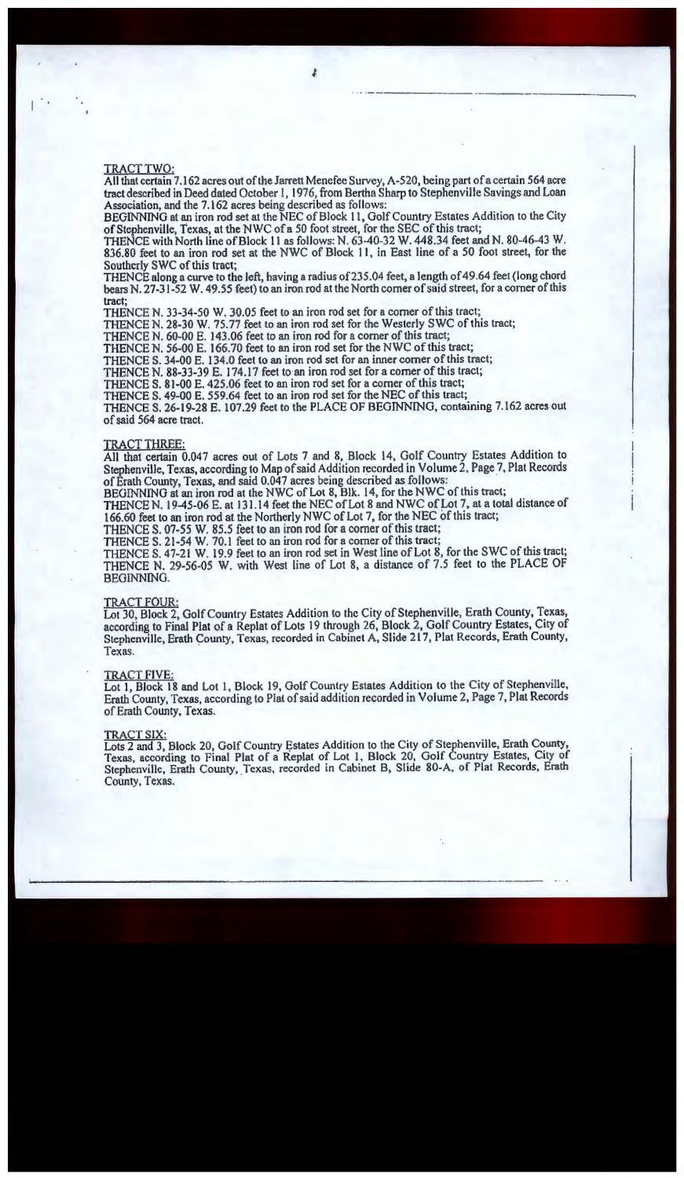<u>TRACT TWO:</u>

All that certain 7.162 acres out of the Jarrett Menefee Survey, A-520, being part of a certain 564 acre tract described in Deed dated October 1, 1976, from Bertha Sharp to Stephenville Savings and Loan Association, and the 7.162 acres being described as follows:

BEGINNING at an iron rod set at the NEC of Block 11, Golf Country Estates Addition to the City of Stephenville, Texas, at the NWC of a 50 foot street, for the SEC of this tract;

THENCE with North line of Block 11 as follows: N. 63-40-32 W. 448.34 feet and N. 80-46-43 W. 836.80 feet to an iron rod set at the NWC of Block 11, in East line of a 50 foot street, for the Southerly SWC of this tract;

THENCE along a curve to the left, having a radius of 235.04 feet, a length of 49.64 feet (long chord bears N. 27-31-52 W. 49.55 feet) to an iron rod at the North corner of said street, for a corner of this tract;

THENCE N. 33-34-50 W. 30.05 feet to an iron rod set for a corner of this tract;

THENCE N. 28-30 W. 75.77 feet to an iron rod set for the Westerly SWC of this tract;

THENCE N. 60-00 E. 143.06 feet to an iron rod for a corner of this tract;

THENCE N. 56-00 E. 166.70 feet to an iron rod set for the NWC of this tract;

THENCE S. 34-00 E. 134.0 feet to an iron rod set for an inner corner of this tract;

THENCE N. 88-33-39 E. 174.17 feet to an iron rod set for a corner of this tract;

THENCE S. 81-00 E. 425.06 feet to an iron rod set for a corner of this tract;

THENCE S. 49-00 E. 559.64 feet to an iron rod set for the NEC of this tract;

THENCE S. 26-19-28 E. 107.29 feet to the PLACE OF BEGINNING, containing 7.162 acres out of said 564 acre tract.

<u>TRACT THREE:</u>

All that certain 0.047 acres out of Lots 7 and 8, Block 14, Golf Country Estates Addition to Stephenville, Texas, according to Map of said Addition recorded in Volume 2, Page 7, Plat Records of Erath County, Texas, and said 0.047 acres being described as follows:

BEGINNING at an iron rod at the NWC of Lot 8, Blk. 14, for the NWC of this tract;

THENCE N. 19-45-06 E. at 131.14 feet the NEC of Lot 8 and NWC of Lot 7, at a total distance of 166.60 feet to an iron rod at the Northerly NWC of Lot 7, for the NEC of this tract;

THENCE S. 07-55 W. 85.5 feet to an iron rod for a corner of this tract;

THENCE S. 21-54 W. 70.1 feet to an iron rod for a corner of this tract;

THENCE S. 47-21 W. 19.9 feet to an iron rod set in West line of Lot 8, for the SWC of this tract;

THENCE N. 29-56-05 W. with West line of Lot 8, a distance of 7.5 feet to the PLACE OF BEGINNING.

<u>TRACT FOUR:</u>

Lot 30, Block 2, Golf Country Estates Addition to the City of Stephenville, Erath County, Texas, according to Final Plat of a Replat of Lots 19 through 26, Block 2, Golf Country Estates, City of Stephenville, Erath County, Texas, recorded in Cabinet A, Slide 217, Plat Records, Erath County, Texas.

<u>TRACT FIVE:</u>

Lot 1, Block 18 and Lot 1, Block 19, Golf Country Estates Addition to the City of Stephenville, Erath County, Texas, according to Plat of said addition recorded in Volume 2, Page 7, Plat Records of Erath County, Texas.

<u>TRACT SIX:</u>

Lots 2 and 3, Block 20, Golf Country Estates Addition to the City of Stephenville, Erath County, Texas, according to Final Plat of a Replat of Lot 1, Block 20, Golf Country Estates, City of Stephenville, Erath County, Texas, recorded in Cabinet B, Slide 80-A, of Plat Records, Erath County, Texas.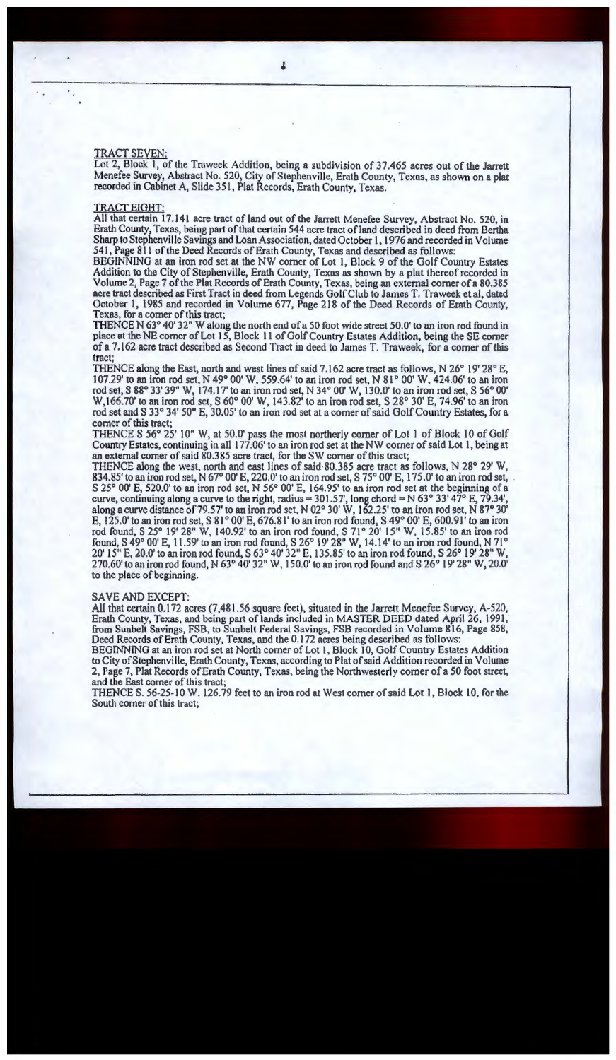TRACT SEVEN:

Lot 2, Block 1, of the Traweek Addition, being a subdivision of 37.465 acres out of the Jarrett Menefee Survey, Abstract No. 520, City of Stephenville, Erath County, Texas, as shown on a plat recorded in Cabinet A, Slide 351, Plat Records, Erath County, Texas.

TRACT EIGHT:

All that certain 17.141 acre tract of land out of the Jarrett Menefee Survey, Abstract No. 520, in Erath County, Texas, being part of that certain 544 acre tract of land described in deed from Bertha Sharp to Stephenville Savings and Loan Association, dated October 1, 1976 and recorded in Volume 541, Page 811 of the Deed Records of Erath County, Texas and described as follows:

BEGINNING at an iron rod set at the NW corner of Lot 1, Block 9 of the Golf Country Estates Addition to the City of Stephenville, Erath County, Texas as shown by a plat thereof recorded in Volume 2, Page 7 of the Plat Records of Erath County, Texas, being an external corner of a 80.385 acre tract described as First Tract in deed from Legends Golf Club to James T. Traweek et al, dated October 1, 1985 and recorded in Volume 677, Page 218 of the Deed Records of Erath County, Texas, for a corner of this tract;

THENCE N 63° 40' 32" W along the north end of a 50 foot wide street 50.0' to an iron rod found in place at the NE corner of Lot 15, Block 11 of Golf Country Estates Addition, being the SE corner of a 7.162 acre tract described as Second Tract in deed to James T. Traweek, for a corner of this tract;

THENCE along the East, north and west lines of said 7.162 acre tract as follows, N 26° 19' 28" E, 107.29' to an iron rod set, N 49° 00' W, 559.64' to an iron rod set, N 81° 00' W, 424.06' to an iron rod set, S 88° 33' 39" W, 174.17' to an iron rod set, N 34° 00' W, 130.0' to an iron rod set, S 56° 00' W,166.70' to an iron rod set, S 60° 00' W, 143.82' to an iron rod set, S 28° 30' E, 74.96' to an iron rod set and S 33° 34' 50" E, 30.05' to an iron rod set at a corner of said Golf Country Estates, for a corner of this tract;

THENCE S 56° 25' 10" W, at 50.0' pass the most northerly corner of Lot 1 of Block 10 of Golf Country Estates, continuing in all 177.06' to an iron rod set at the NW corner of said Lot 1, being at an external corner of said 80.385 acre tract, for the SW corner of this tract;

THENCE along the west, north and east lines of said 80.385 acre tract as follows, N 28° 29' W, 834.85' to an iron rod set, N 67° 00' E, 220.0' to an iron rod set, S 75° 00' E, 175.0' to an iron rod set, S 25° 00' E, 520.0' to an iron rod set, N 56° 00' E, 164.95' to an iron rod set at the beginning of a curve, continuing along a curve to the right, radius = 301.57', long chord = N 63° 33' 47" E, 79.34', along a curve distance of 79.57' to an iron rod set, N 02° 30' W, 162.25' to an iron rod set, N 87° 30' E, 125.0' to an iron rod set, S 81° 00' E, 676.81' to an iron rod found, S 49° 00' E, 600.91' to an iron rod found, S 25° 19' 28" W, 140.92' to an iron rod found, S 71° 20' 15" W, 15.85' to an iron rod found, S 49° 00' E, 11.59' to an iron rod found, S 26° 19' 28" W, 14.14' to an iron rod found, N 71° 20' 15" E, 20.0' to an iron rod found, S 63° 40' 32" E, 135.85' to an iron rod found, S 26° 19' 28" W, 270.60' to an iron rod found, N 63° 40' 32" W, 150.0' to an iron rod found and S 26° 19' 28" W, 20.0' to the place of beginning.

SAVE AND EXCEPT:

All that certain 0.172 acres (7,481.56 square feet), situated in the Jarrett Menefee Survey, A-520, Erath County, Texas, and being part of lands included in MASTER DEED dated April 26, 1991, from Sunbelt Savings, FSB, to Sunbelt Federal Savings, FSB recorded in Volume 816, Page 858, Deed Records of Erath County, Texas, and the 0.172 acres being described as follows:

BEGINNING at an iron rod set at North corner of Lot 1, Block 10, Golf Country Estates Addition to City of Stephenville, Erath County, Texas, according to Plat of said Addition recorded in Volume 2, Page 7, Plat Records of Erath County, Texas, being the Northwesterly corner of a 50 foot street, and the East corner of this tract;

THENCE S. 56-25-10 W. 126.79 feet to an iron rod at West corner of said Lot 1, Block 10, for the South corner of this tract;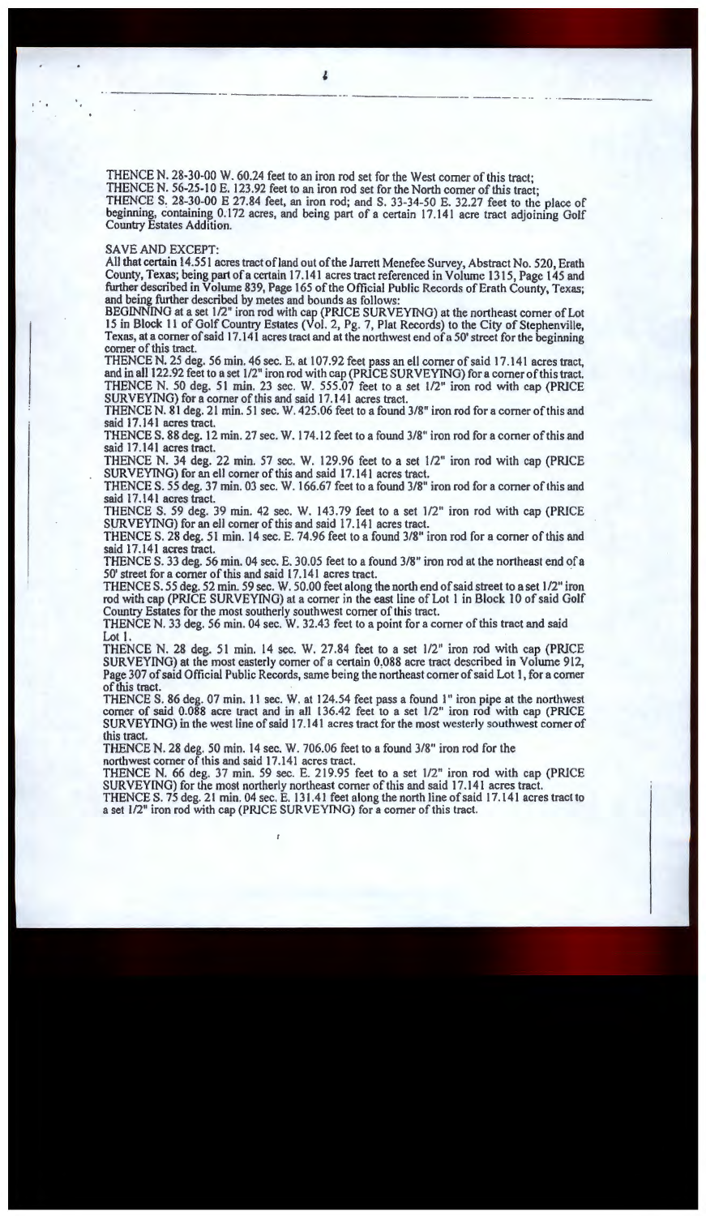THENCE N. 28-30-00 W. 60.24 feet to an iron rod set for the West corner of this tract;
THENCE N. 56-25-10 E. 123.92 feet to an iron rod set for the North corner of this tract;
THENCE S. 28-30-00 E 27.84 feet, an iron rod; and S. 33-34-50 E. 32.27 feet to the place of beginning, containing 0.172 acres, and being part of a certain 17.141 acre tract adjoining Golf Country Estates Addition.

SAVE AND EXCEPT:
All that certain 14.551 acres tract of land out of the Jarrett Menefee Survey, Abstract No. 520, Erath County, Texas; being part of a certain 17.141 acres tract referenced in Volume 1315, Page 145 and further described in Volume 839, Page 165 of the Official Public Records of Erath County, Texas; and being further described by metes and bounds as follows:
BEGINNING at a set 1/2" iron rod with cap (PRICE SURVEYING) at the northeast corner of Lot 15 in Block 11 of Golf Country Estates (Vol. 2, Pg. 7, Plat Records) to the City of Stephenville, Texas, at a corner of said 17.141 acres tract and at the northwest end of a 50' street for the beginning corner of this tract.
THENCE N. 25 deg. 56 min. 46 sec. E. at 107.92 feet pass an ell corner of said 17.141 acres tract, and in all 122.92 feet to a set 1/2" iron rod with cap (PRICE SURVEYING) for a corner of this tract.
THENCE N. 50 deg. 51 min. 23 sec. W. 555.07 feet to a set 1/2" iron rod with cap (PRICE SURVEYING) for a corner of this and said 17.141 acres tract.
THENCE N. 81 deg. 21 min. 51 sec. W. 425.06 feet to a found 3/8" iron rod for a corner of this and said 17.141 acres tract.
THENCE S. 88 deg. 12 min. 27 sec. W. 174.12 feet to a found 3/8" iron rod for a corner of this and said 17.141 acres tract.
THENCE N. 34 deg. 22 min. 57 sec. W. 129.96 feet to a set 1/2" iron rod with cap (PRICE SURVEYING) for an ell corner of this and said 17.141 acres tract.
THENCE S. 55 deg. 37 min. 03 sec. W. 166.67 feet to a found 3/8" iron rod for a corner of this and said 17.141 acres tract.
THENCE S. 59 deg. 39 min. 42 sec. W. 143.79 feet to a set 1/2" iron rod with cap (PRICE SURVEYING) for an ell corner of this and said 17.141 acres tract.
THENCE S. 28 deg. 51 min. 14 sec. E. 74.96 feet to a found 3/8" iron rod for a corner of this and said 17.141 acres tract.
THENCE S. 33 deg. 56 min. 04 sec. E. 30.05 feet to a found 3/8" iron rod at the northeast end of a 50' street for a corner of this and said 17.141 acres tract.
THENCE S. 55 deg. 52 min. 59 sec. W. 50.00 feet along the north end of said street to a set 1/2" iron rod with cap (PRICE SURVEYING) at a corner in the east line of Lot 1 in Block 10 of said Golf Country Estates for the most southerly southwest corner of this tract.
THENCE N. 33 deg. 56 min. 04 sec. W. 32.43 feet to a point for a corner of this tract and said Lot 1.
THENCE N. 28 deg. 51 min. 14 sec. W. 27.84 feet to a set 1/2" iron rod with cap (PRICE SURVEYING) at the most easterly corner of a certain 0.088 acre tract described in Volume 912, Page 307 of said Official Public Records, same being the northeast corner of said Lot 1, for a corner of this tract.
THENCE S. 86 deg. 07 min. 11 sec. W. at 124.54 feet pass a found 1" iron pipe at the northwest corner of said 0.088 acre tract and in all 136.42 feet to a set 1/2" iron rod with cap (PRICE SURVEYING) in the west line of said 17.141 acres tract for the most westerly southwest corner of this tract.
THENCE N. 28 deg. 50 min. 14 sec. W. 706.06 feet to a found 3/8" iron rod for the northwest corner of this and said 17.141 acres tract.
THENCE N. 66 deg. 37 min. 59 sec. E. 219.95 feet to a set 1/2" iron rod with cap (PRICE SURVEYING) for the most northerly northeast corner of this and said 17.141 acres tract.
THENCE S. 75 deg. 21 min. 04 sec. E. 131.41 feet along the north line of said 17.141 acres tract to a set 1/2" iron rod with cap (PRICE SURVEYING) for a corner of this tract.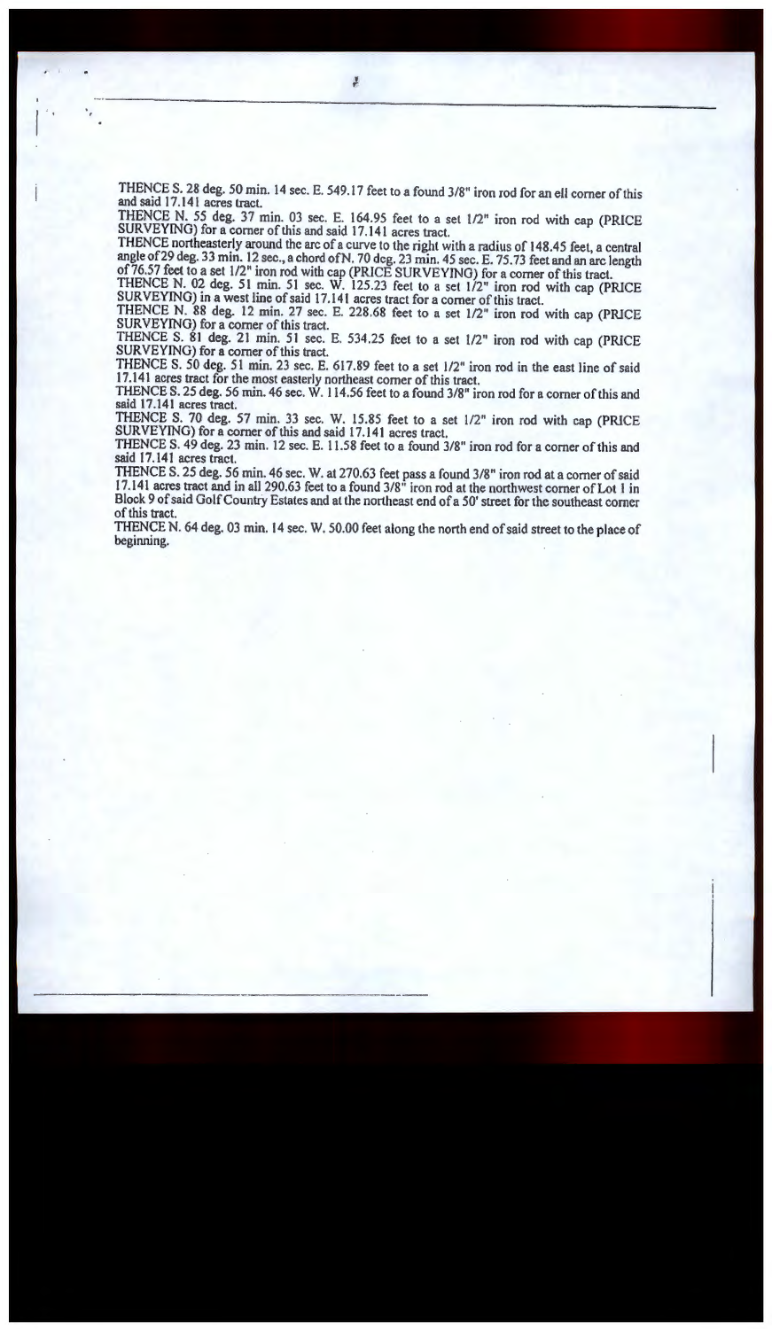THENCE S. 28 deg. 50 min. 14 sec. E. 549.17 feet to a found 3/8" iron rod for an ell corner of this and said 17.141 acres tract.
THENCE N. 55 deg. 37 min. 03 sec. E. 164.95 feet to a set 1/2" iron rod with cap (PRICE SURVEYING) for a corner of this and said 17.141 acres tract.
THENCE northeasterly around the arc of a curve to the right with a radius of 148.45 feet, a central angle of 29 deg. 33 min. 12 sec., a chord of N. 70 deg. 23 min. 45 sec. E. 75.73 feet and an arc length of 76.57 feet to a set 1/2" iron rod with cap (PRICE SURVEYING) for a corner of this tract.
THENCE N. 02 deg. 51 min. 51 sec. W. 125.23 feet to a set 1/2" iron rod with cap (PRICE SURVEYING) in a west line of said 17.141 acres tract for a corner of this tract.
THENCE N. 88 deg. 12 min. 27 sec. E. 228.68 feet to a set 1/2" iron rod with cap (PRICE SURVEYING) for a corner of this tract.
THENCE S. 81 deg. 21 min. 51 sec. E. 534.25 feet to a set 1/2" iron rod with cap (PRICE SURVEYING) for a corner of this tract.
THENCE S. 50 deg. 51 min. 23 sec. E. 617.89 feet to a set 1/2" iron rod in the east line of said 17.141 acres tract for the most easterly northeast corner of this tract.
THENCE S. 25 deg. 56 min. 46 sec. W. 114.56 feet to a found 3/8" iron rod for a corner of this and said 17.141 acres tract.
THENCE S. 70 deg. 57 min. 33 sec. W. 15.85 feet to a set 1/2" iron rod with cap (PRICE SURVEYING) for a corner of this and said 17.141 acres tract.
THENCE S. 49 deg. 23 min. 12 sec. E. 11.58 feet to a found 3/8" iron rod for a corner of this and said 17.141 acres tract.
THENCE S. 25 deg. 56 min. 46 sec. W. at 270.63 feet pass a found 3/8" iron rod at a corner of said 17.141 acres tract and in all 290.63 feet to a found 3/8" iron rod at the northwest corner of Lot 1 in Block 9 of said Golf Country Estates and at the northeast end of a 50' street for the southeast corner of this tract.
THENCE N. 64 deg. 03 min. 14 sec. W. 50.00 feet along the north end of said street to the place of beginning.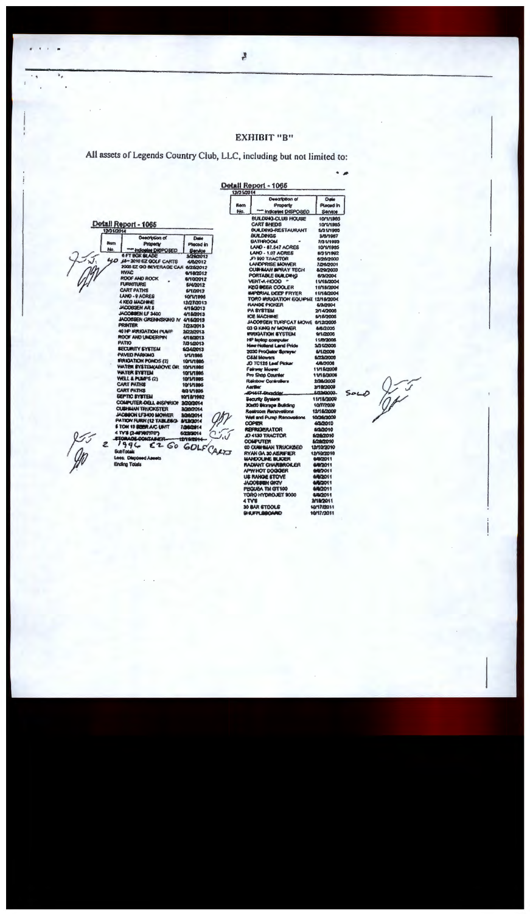# EXHIBIT "B"

All assets of Legends Country Club, LLC, including but not limited to:

**Detail Report - 1065**

12/31/2014

| Item No. | Description of Property \*\*\*\* Indicates DISPOSED | Date Placed in Service |
|---|---|---|
| | 6 FT BOX BLADE | 3/29/2012 |
| 40 | ~~44~~ 2010 EZ GOLF CARTS | 4/9/2012 |
| | 2005 EZ GO BEVERAGE CAR | 6/26/2012 |
| | HVAC | 6/18/2012 |
| | ROOF AND ROCK | 6/10/2012 |
| | FURNITURE | 5/4/2012 |
| | CART PATHS | 5/1/2012 |
| | LAND - 9 ACRES | 10/1/1995 |
| | 4 KEG MACHINE | 12/27/2013 |
| | JACOBSEN AR 5 | 4/15/2013 |
| | JACOBSEN LF 3400 | 4/15/2013 |
| | JACOBSEN GREENSKING IV | 4/15/2013 |
| | PRINTER | 7/23/2013 |
| | 40 HP IRRIGATION PUMP | 2/22/2013 |
| | ROOF AND UNDERPIN | 4/15/2013 |
| | PATIO | 7/31/2013 |
| | SECURITY SYSTEM | 5/24/2013 |
| | PAVED PARKING | 1/1/1995 |
| | IRRIGATION PONDS (2) | 10/1/1995 |
| | WATER SYSTEM/ABOVE GR | 10/1/1995 |
| | WATER SYSTEM | 10/1/1995 |
| | WELL & PUMPS (2) | 10/1/1995 |
| | CART PATHS | 10/1/1995 |
| | CART PATHS | 8/31/1995 |
| | SEPTIC SYSTEM | 10/18/1992 |
| | COMPUTER-DELL INSPIRON | 3/20/2014 |
| | CUSHMAN TRUCKSTER | 3/20/2014 |
| | JACOBSON LF3400 MOWER | 3/20/2014 |
| | PATIO FURN (12 TABLES/3 | 5/13/2014 |
| | 5 TON 13 SEER AC UNIT | 7/28/2014 |
| | 4 TV'S (2-46"/2-70") | 6/23/2014 |
| | ~~STORAGE CONTAINER~~ | ~~12/19/2014~~ |
| 2 | 1996 EZ GO GOLF CARTS | |
| | SubTotals | |
| | Less: Disposed Assets | |
| | Ending Totals | |

**Detail Report - 1065**

12/31/2014

| Item No. | Description of Property \*\*\*\* Indicates DISPOSED | Date Placed in Service |
|---|---|---|
| | BUILDING-CLUB HOUSE | 10/1/1995 |
| | CART SHEDS | 10/1/1995 |
| | BUILDING-RESTAURANT | 5/31/1995 |
| | BUILDINGS | 3/5/1997 |
| | BATHROOM | 7/31/1999 |
| | LAND - 87.547 ACRES | 10/1/1995 |
| | LAND - 1.07 ACRES | 8/31/1992 |
| | JD 990 TRACTOR | 6/26/2000 |
| | LANDPRISE MOWER | 7/26/2001 |
| | CUSHMAN SPRAY TECH | 8/29/2003 |
| | PORTABLE BUILDING | 6/3/2004 |
| | VENT-A-HOOD | 11/18/2004 |
| | KEG BEER COOLER | 11/18/2004 |
| | IMPERIAL DEEP FRYER | 11/18/2004 |
| | TORO IRRIGATION EQUIPME | 12/18/2004 |
| | RANGE PICKER | 5/3/2004 |
| | PA SYSTEM | 2/14/2005 |
| | ICE MACHINE | 5/16/2005 |
| | JACOBSEN TURFCAT MOWE | 8/12/2005 |
| | 03 G KING IV MOWER | 8/8/2005 |
| | IRRIGATION SYSTEM | 9/1/2005 |
| | HP laptop computer | 11/9/2005 |
| | New Holland Land Pride | 3/31/2006 |
| | 2030 ProGator Sprayer | 6/1/2006 |
| | C&M Mowers | 6/23/2008 |
| | JD TC125 Leaf Picker | 4/8/2008 |
| | Fairway Mower | 11/15/2008 |
| | Pro Shop Counter | 11/15/2008 |
| | Rainbow Controllers | 2/26/2009 |
| | Aerifier | 2/18/2009 |
| | ~~JD1417 Shredder~~ (SOLD) | ~~4/23/2009~~ |
| | Security System | 11/18/2009 |
| | 30x50 Storage Building | 10/7/2009 |
| | Restroom Renovations | 12/18/2009 |
| | Well and Pump Renovations | 10/26/2009 |
| | COPIER | 4/3/2010 |
| | REFRIGERATOR | 8/3/2010 |
| | JD 4130 TRACTOR | 5/28/2010 |
| | COMPUTER | 5/28/2010 |
| | 00 CUSHMAN TRUCKSED | 12/10/2010 |
| | RYAN GA 30 AERIFIER | 12/10/2010 |
| | MANDOLINE SLICER | 6/8/2011 |
| | RADIANT CHARBROILER | 6/8/2011 |
| | APW HOT DOGGER | 6/8/2011 |
| | US RANGE STOVE | 6/8/2011 |
| | JACOBSEN GKIV | 6/8/2011 |
| | PEGUSA TM GT100 | 6/8/2011 |
| | TORO HYDROJET 3000 | 6/8/2011 |
| | 4 TV'S | 3/18/2011 |
| | 30 BAR STOOLS | 10/17/2011 |
| | SHUFFLEBOARD | 10/17/2011 |